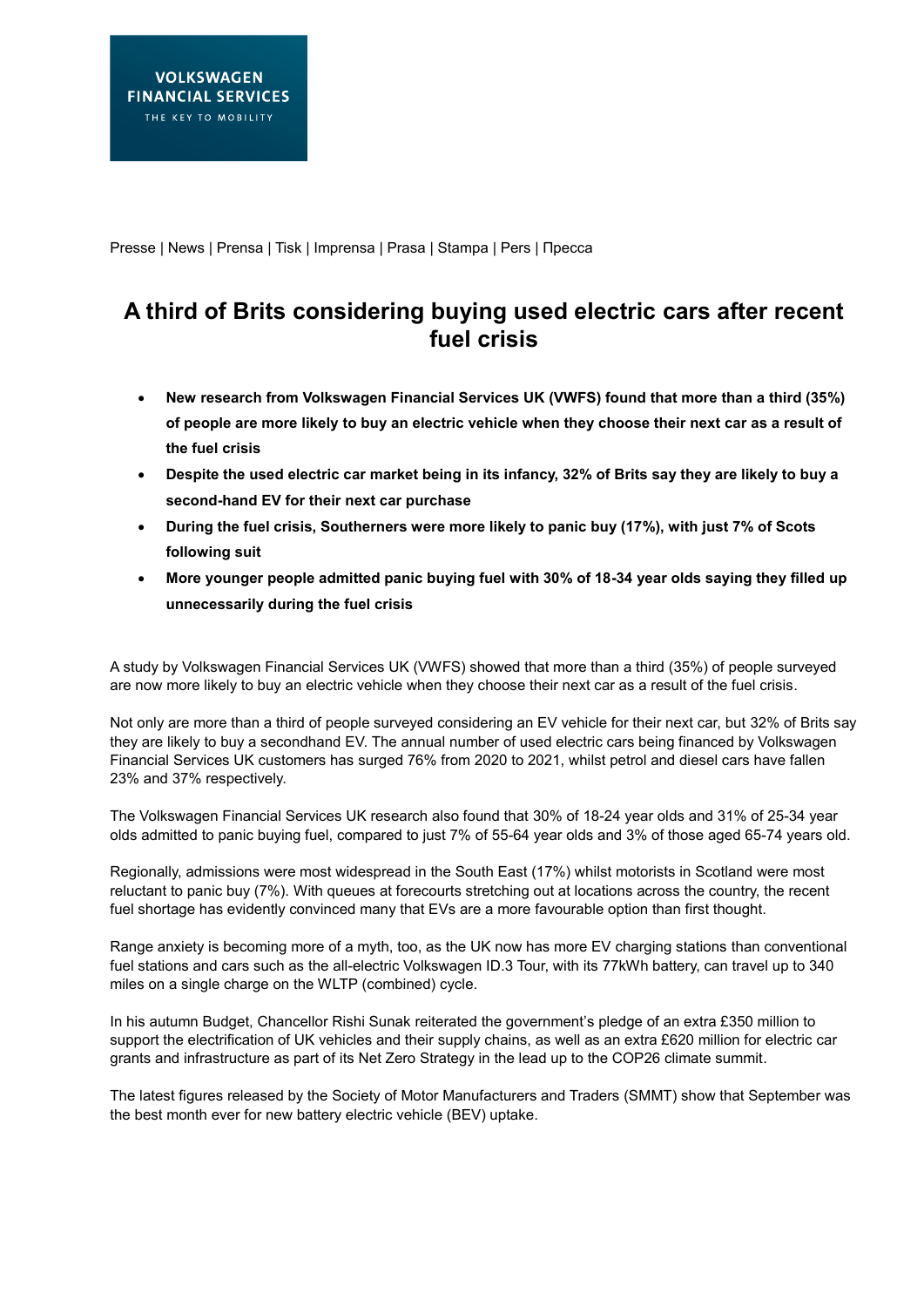VOLKSWAGEN
FINANCIAL SERVICES
THE KEY TO MOBILITY

Presse | News | Prensa | Tisk | Imprensa | Prasa | Stampa | Pers | Пресса

# A third of Brits considering buying used electric cars after recent fuel crisis

- **New research from Volkswagen Financial Services UK (VWFS) found that more than a third (35%) of people are more likely to buy an electric vehicle when they choose their next car as a result of the fuel crisis**
- **Despite the used electric car market being in its infancy, 32% of Brits say they are likely to buy a second-hand EV for their next car purchase**
- **During the fuel crisis, Southerners were more likely to panic buy (17%), with just 7% of Scots following suit**
- **More younger people admitted panic buying fuel with 30% of 18-34 year olds saying they filled up unnecessarily during the fuel crisis**

A study by Volkswagen Financial Services UK (VWFS) showed that more than a third (35%) of people surveyed are now more likely to buy an electric vehicle when they choose their next car as a result of the fuel crisis.

Not only are more than a third of people surveyed considering an EV vehicle for their next car, but 32% of Brits say they are likely to buy a secondhand EV. The annual number of used electric cars being financed by Volkswagen Financial Services UK customers has surged 76% from 2020 to 2021, whilst petrol and diesel cars have fallen 23% and 37% respectively.

The Volkswagen Financial Services UK research also found that 30% of 18-24 year olds and 31% of 25-34 year olds admitted to panic buying fuel, compared to just 7% of 55-64 year olds and 3% of those aged 65-74 years old.

Regionally, admissions were most widespread in the South East (17%) whilst motorists in Scotland were most reluctant to panic buy (7%). With queues at forecourts stretching out at locations across the country, the recent fuel shortage has evidently convinced many that EVs are a more favourable option than first thought.

Range anxiety is becoming more of a myth, too, as the UK now has more EV charging stations than conventional fuel stations and cars such as the all-electric Volkswagen ID.3 Tour, with its 77kWh battery, can travel up to 340 miles on a single charge on the WLTP (combined) cycle.

In his autumn Budget, Chancellor Rishi Sunak reiterated the government's pledge of an extra £350 million to support the electrification of UK vehicles and their supply chains, as well as an extra £620 million for electric car grants and infrastructure as part of its Net Zero Strategy in the lead up to the COP26 climate summit.

The latest figures released by the Society of Motor Manufacturers and Traders (SMMT) show that September was the best month ever for new battery electric vehicle (BEV) uptake.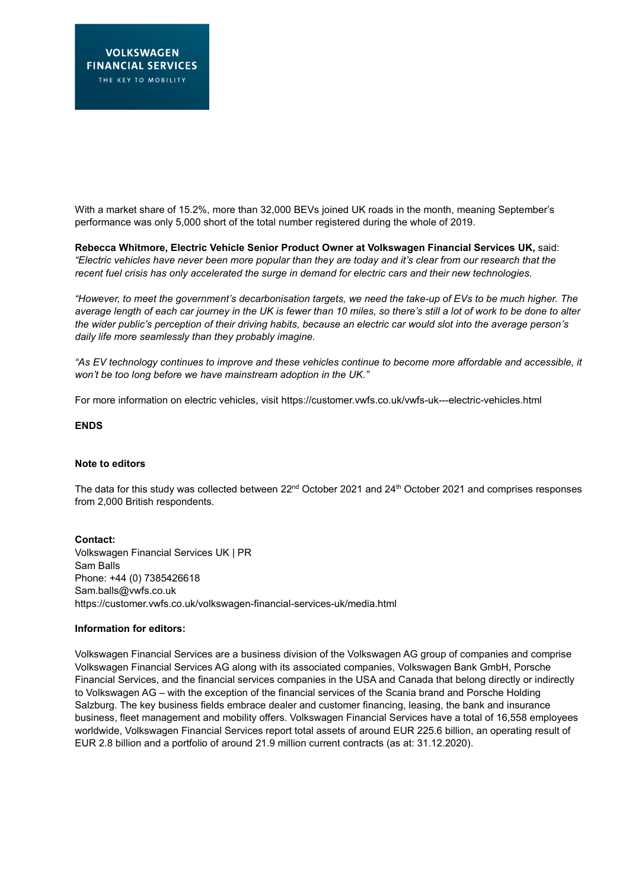With a market share of 15.2%, more than 32,000 BEVs joined UK roads in the month, meaning September's performance was only 5,000 short of the total number registered during the whole of 2019.

**Rebecca Whitmore, Electric Vehicle Senior Product Owner at Volkswagen Financial Services UK,** said: *"Electric vehicles have never been more popular than they are today and it's clear from our research that the recent fuel crisis has only accelerated the surge in demand for electric cars and their new technologies.*

*"However, to meet the government's decarbonisation targets, we need the take-up of EVs to be much higher. The average length of each car journey in the UK is fewer than 10 miles, so there's still a lot of work to be done to alter the wider public's perception of their driving habits, because an electric car would slot into the average person's daily life more seamlessly than they probably imagine.*

*"As EV technology continues to improve and these vehicles continue to become more affordable and accessible, it won't be too long before we have mainstream adoption in the UK."*

For more information on electric vehicles, visit https://customer.vwfs.co.uk/vwfs-uk---electric-vehicles.html

**ENDS**

**Note to editors**

The data for this study was collected between 22nd October 2021 and 24th October 2021 and comprises responses from 2,000 British respondents.

**Contact:**
Volkswagen Financial Services UK | PR
Sam Balls
Phone: +44 (0) 7385426618
Sam.balls@vwfs.co.uk
https://customer.vwfs.co.uk/volkswagen-financial-services-uk/media.html

**Information for editors:**

Volkswagen Financial Services are a business division of the Volkswagen AG group of companies and comprise Volkswagen Financial Services AG along with its associated companies, Volkswagen Bank GmbH, Porsche Financial Services, and the financial services companies in the USA and Canada that belong directly or indirectly to Volkswagen AG – with the exception of the financial services of the Scania brand and Porsche Holding Salzburg. The key business fields embrace dealer and customer financing, leasing, the bank and insurance business, fleet management and mobility offers. Volkswagen Financial Services have a total of 16,558 employees worldwide, Volkswagen Financial Services report total assets of around EUR 225.6 billion, an operating result of EUR 2.8 billion and a portfolio of around 21.9 million current contracts (as at: 31.12.2020).